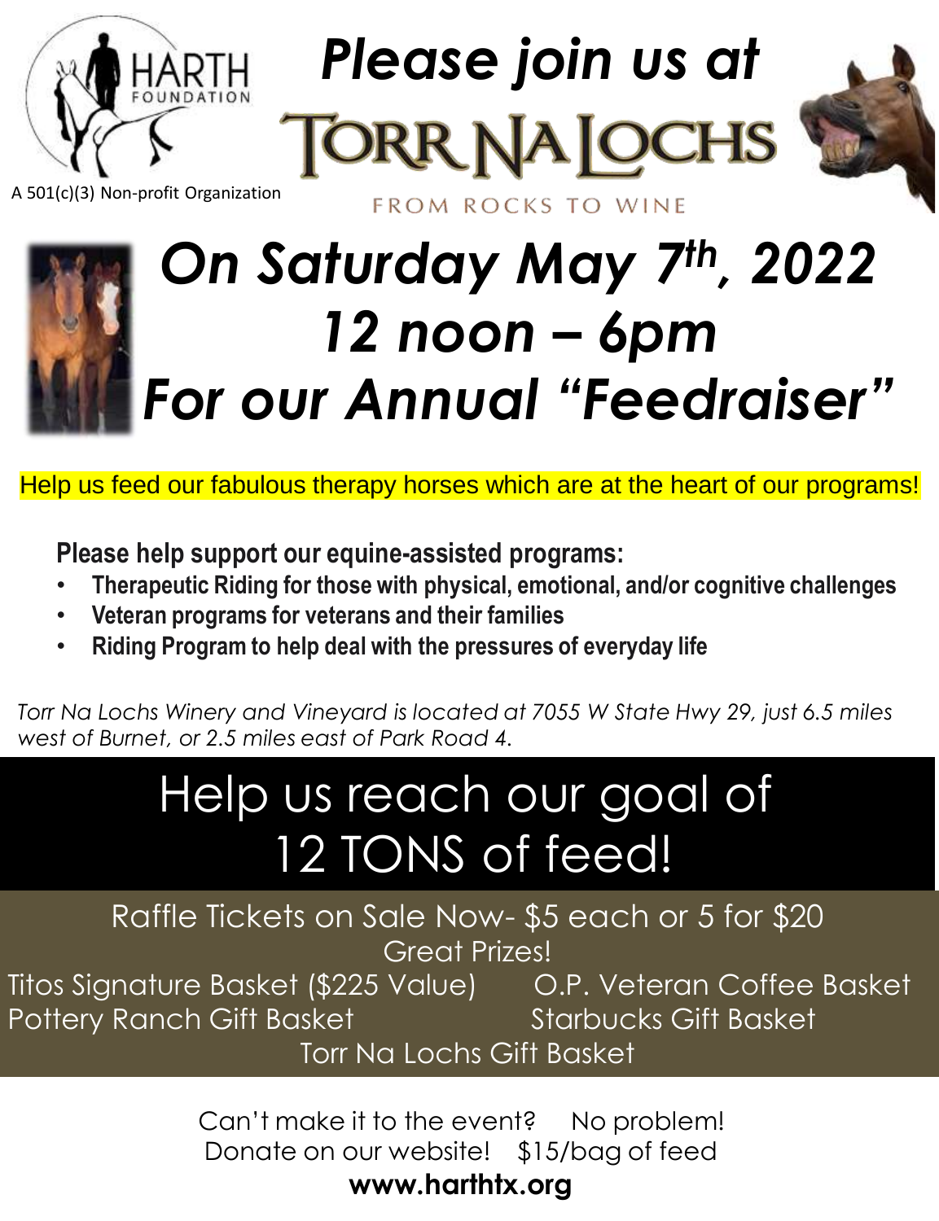HARTH FOUNDATION

A 501(c)(3) Non-profit Organization

# *Please join us at*

# TORR NA LOCHS

FROM ROCKS TO WINE

# *On Saturday May 7th, 2022*
# *12 noon – 6pm*
# *For our Annual "Feedraiser"*

Help us feed our fabulous therapy horses which are at the heart of our programs!

**Please help support our equine-assisted programs:**

- **Therapeutic Riding for those with physical, emotional, and/or cognitive challenges**
- **Veteran programs for veterans and their families**
- **Riding Program to help deal with the pressures of everyday life**

*Torr Na Lochs Winery and Vineyard is located at 7055 W State Hwy 29, just 6.5 miles west of Burnet, or 2.5 miles east of Park Road 4.*

## Help us reach our goal of 12 TONS of feed!

Raffle Tickets on Sale Now- $5 each or 5 for $20

Great Prizes!

Titos Signature Basket ($225 Value)

O.P. Veteran Coffee Basket

Pottery Ranch Gift Basket

Starbucks Gift Basket

Torr Na Lochs Gift Basket

Can't make it to the event? No problem!

Donate on our website! $15/bag of feed

**www.harthtx.org**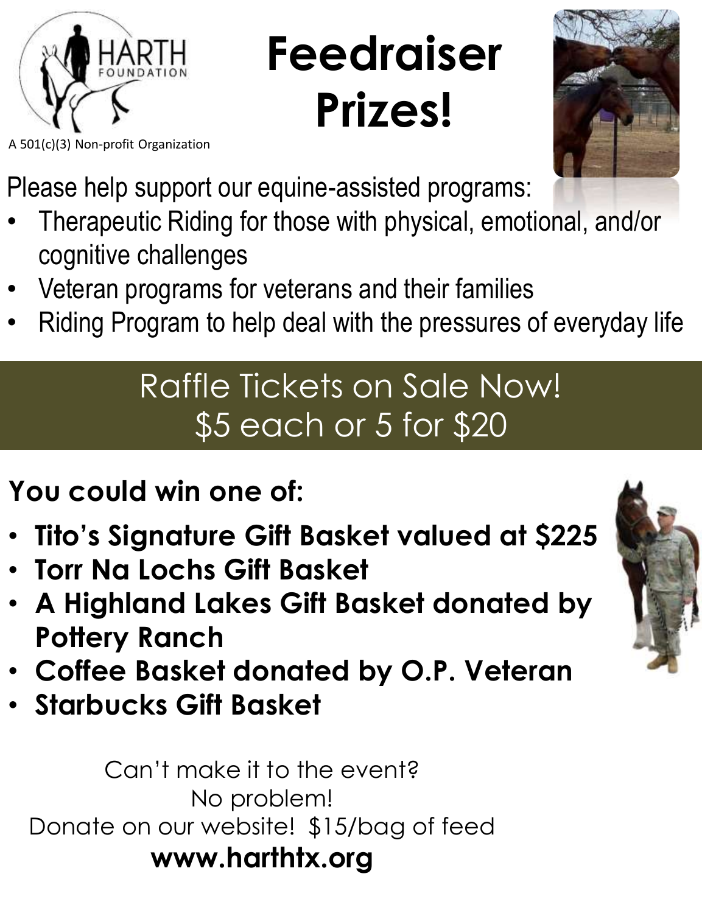HARTH FOUNDATION

A 501(c)(3) Non-profit Organization

# Feedraiser Prizes!

Please help support our equine-assisted programs:

- Therapeutic Riding for those with physical, emotional, and/or cognitive challenges
- Veteran programs for veterans and their families
- Riding Program to help deal with the pressures of everyday life

## Raffle Tickets on Sale Now! $5 each or 5 for $20

**You could win one of:**

- **Tito's Signature Gift Basket valued at $225**
- **Torr Na Lochs Gift Basket**
- **A Highland Lakes Gift Basket donated by Pottery Ranch**
- **Coffee Basket donated by O.P. Veteran**
- **Starbucks Gift Basket**

Can't make it to the event?
No problem!
Donate on our website! $15/bag of feed

**www.harthtx.org**